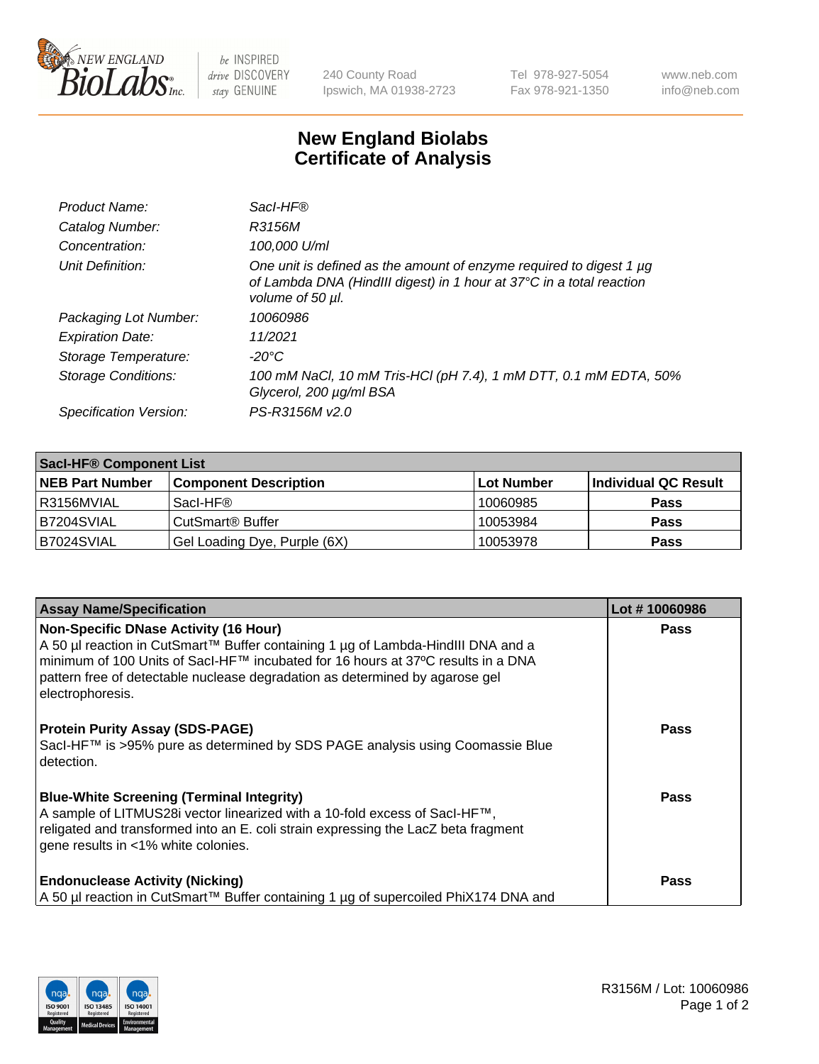NEW ENGLAND BioLabs Inc. — be INSPIRED drive DISCOVERY stay GENUINE

240 County Road
Ipswich, MA 01938-2723

Tel 978-927-5054
Fax 978-921-1350

www.neb.com
info@neb.com

# New England Biolabs Certificate of Analysis

| | |
|---|---|
| *Product Name:* | *SacI-HF®* |
| *Catalog Number:* | *R3156M* |
| *Concentration:* | *100,000 U/ml* |
| *Unit Definition:* | *One unit is defined as the amount of enzyme required to digest 1 µg of Lambda DNA (HindIII digest) in 1 hour at 37°C in a total reaction volume of 50 µl.* |
| *Packaging Lot Number:* | *10060986* |
| *Expiration Date:* | *11/2021* |
| *Storage Temperature:* | *-20°C* |
| *Storage Conditions:* | *100 mM NaCl, 10 mM Tris-HCl (pH 7.4), 1 mM DTT, 0.1 mM EDTA, 50% Glycerol, 200 µg/ml BSA* |
| *Specification Version:* | *PS-R3156M v2.0* |

| SacI-HF® Component List | | | |
|---|---|---|---|
| **NEB Part Number** | **Component Description** | **Lot Number** | **Individual QC Result** |
| R3156MVIAL | SacI-HF® | 10060985 | **Pass** |
| B7204SVIAL | CutSmart® Buffer | 10053984 | **Pass** |
| B7024SVIAL | Gel Loading Dye, Purple (6X) | 10053978 | **Pass** |

| Assay Name/Specification | Lot # 10060986 |
|---|---|
| **Non-Specific DNase Activity (16 Hour)**<br>A 50 µl reaction in CutSmart™ Buffer containing 1 µg of Lambda-HindIII DNA and a minimum of 100 Units of SacI-HF™ incubated for 16 hours at 37ºC results in a DNA pattern free of detectable nuclease degradation as determined by agarose gel electrophoresis. | **Pass** |
| **Protein Purity Assay (SDS-PAGE)**<br>SacI-HF™ is >95% pure as determined by SDS PAGE analysis using Coomassie Blue detection. | **Pass** |
| **Blue-White Screening (Terminal Integrity)**<br>A sample of LITMUS28i vector linearized with a 10-fold excess of SacI-HF™, religated and transformed into an E. coli strain expressing the LacZ beta fragment gene results in <1% white colonies. | **Pass** |
| **Endonuclease Activity (Nicking)**<br>A 50 µl reaction in CutSmart™ Buffer containing 1 µg of supercoiled PhiX174 DNA and | **Pass** |

R3156M / Lot: 10060986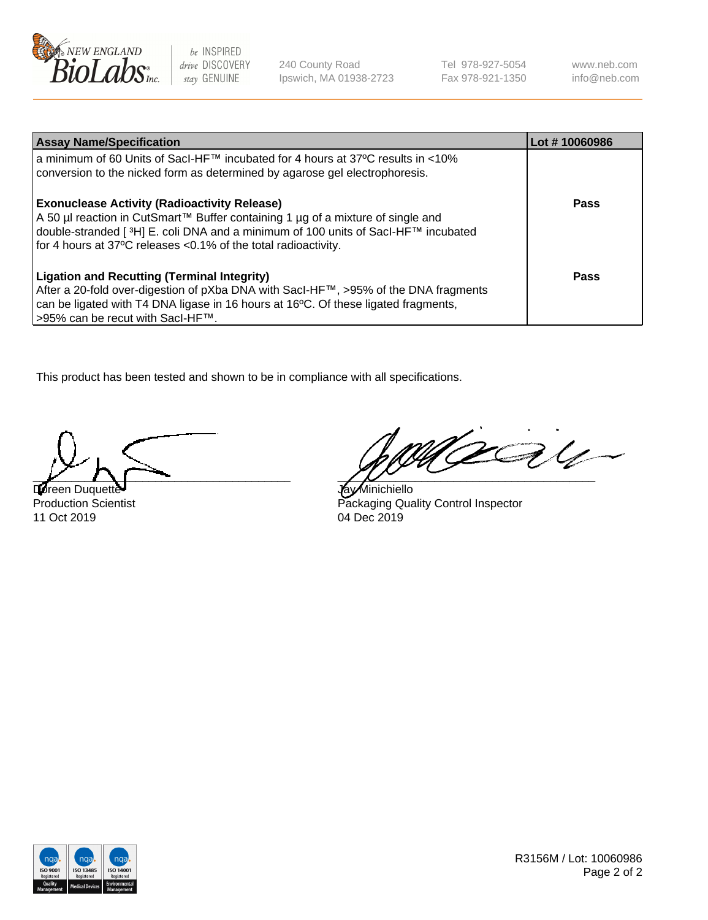240 County Road
Ipswich, MA 01938-2723

Tel 978-927-5054
Fax 978-921-1350

www.neb.com
info@neb.com

| Assay Name/Specification | Lot # 10060986 |
| --- | --- |
| a minimum of 60 Units of SacI-HF™ incubated for 4 hours at 37ºC results in <10% conversion to the nicked form as determined by agarose gel electrophoresis. | |
| **Exonuclease Activity (Radioactivity Release)**<br>A 50 µl reaction in CutSmart™ Buffer containing 1 µg of a mixture of single and double-stranded [ $^3$H] E. coli DNA and a minimum of 100 units of SacI-HF™ incubated for 4 hours at 37ºC releases <0.1% of the total radioactivity. | **Pass** |
| **Ligation and Recutting (Terminal Integrity)**<br>After a 20-fold over-digestion of pXba DNA with SacI-HF™, >95% of the DNA fragments can be ligated with T4 DNA ligase in 16 hours at 16ºC. Of these ligated fragments, >95% can be recut with SacI-HF™. | **Pass** |

This product has been tested and shown to be in compliance with all specifications.

Doreen Duquette
Production Scientist
11 Oct 2019

Jay Minichiello
Packaging Quality Control Inspector
04 Dec 2019

R3156M / Lot: 10060986